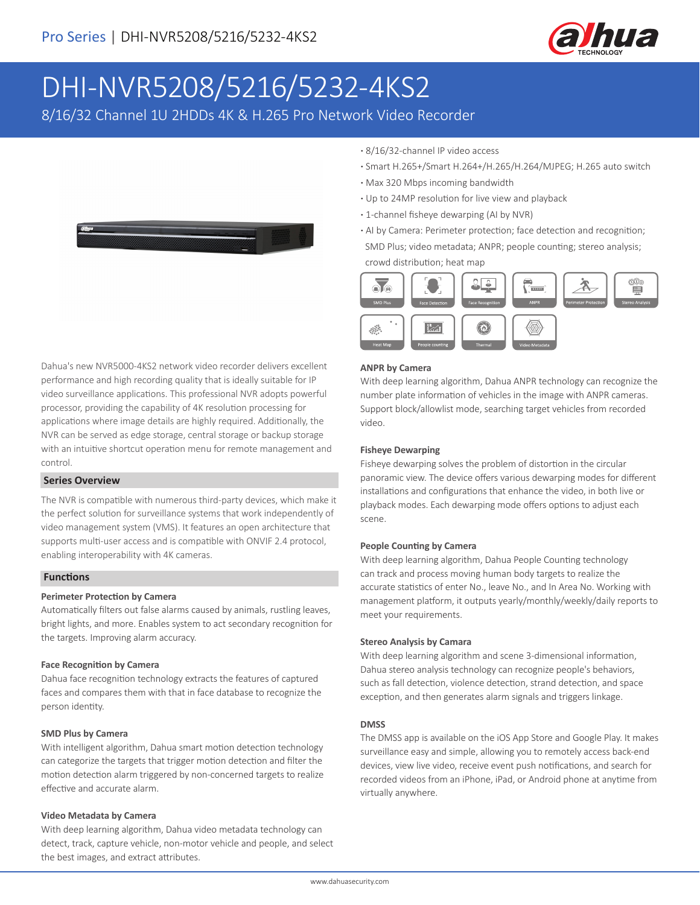# DHI-NVR5208/5216/5232-4KS2

8/16/32 Channel 1U 2HDDs 4K & H.265 Pro Network Video Recorder

- 8/16/32-channel IP video access
- Smart H.265+/Smart H.264+/H.265/H.264/MJPEG; H.265 auto switch
- Max 320 Mbps incoming bandwidth
- Up to 24MP resolution for live view and playback
- 1-channel fisheye dewarping (AI by NVR)
- AI by Camera: Perimeter protection; face detection and recognition; SMD Plus; video metadata; ANPR; people counting; stereo analysis; crowd distribution; heat map

SMD Plus | Face Detection | Face Recognition | ANPR | Perimeter Protection | Stereo Analysis | Heat Map | People counting | Thermal | Video Metadata

Dahua's new NVR5000-4KS2 network video recorder delivers excellent performance and high recording quality that is ideally suitable for IP video surveillance applications. This professional NVR adopts powerful processor, providing the capability of 4K resolution processing for applications where image details are highly required. Additionally, the NVR can be served as edge storage, central storage or backup storage with an intuitive shortcut operation menu for remote management and control.

## Series Overview

The NVR is compatible with numerous third-party devices, which make it the perfect solution for surveillance systems that work independently of video management system (VMS). It features an open architecture that supports multi-user access and is compatible with ONVIF 2.4 protocol, enabling interoperability with 4K cameras.

## Functions

### Perimeter Protection by Camera

Automatically filters out false alarms caused by animals, rustling leaves, bright lights, and more. Enables system to act secondary recognition for the targets. Improving alarm accuracy.

### Face Recognition by Camera

Dahua face recognition technology extracts the features of captured faces and compares them with that in face database to recognize the person identity.

### SMD Plus by Camera

With intelligent algorithm, Dahua smart motion detection technology can categorize the targets that trigger motion detection and filter the motion detection alarm triggered by non-concerned targets to realize effective and accurate alarm.

### Video Metadata by Camera

With deep learning algorithm, Dahua video metadata technology can detect, track, capture vehicle, non-motor vehicle and people, and select the best images, and extract attributes.

### ANPR by Camera

With deep learning algorithm, Dahua ANPR technology can recognize the number plate information of vehicles in the image with ANPR cameras. Support block/allowlist mode, searching target vehicles from recorded video.

### Fisheye Dewarping

Fisheye dewarping solves the problem of distortion in the circular panoramic view. The device offers various dewarping modes for different installations and configurations that enhance the video, in both live or playback modes. Each dewarping mode offers options to adjust each scene.

### People Counting by Camera

With deep learning algorithm, Dahua People Counting technology can track and process moving human body targets to realize the accurate statistics of enter No., leave No., and In Area No. Working with management platform, it outputs yearly/monthly/weekly/daily reports to meet your requirements.

### Stereo Analysis by Camara

With deep learning algorithm and scene 3-dimensional information, Dahua stereo analysis technology can recognize people's behaviors, such as fall detection, violence detection, strand detection, and space exception, and then generates alarm signals and triggers linkage.

### DMSS

The DMSS app is available on the iOS App Store and Google Play. It makes surveillance easy and simple, allowing you to remotely access back-end devices, view live video, receive event push notifications, and search for recorded videos from an iPhone, iPad, or Android phone at anytime from virtually anywhere.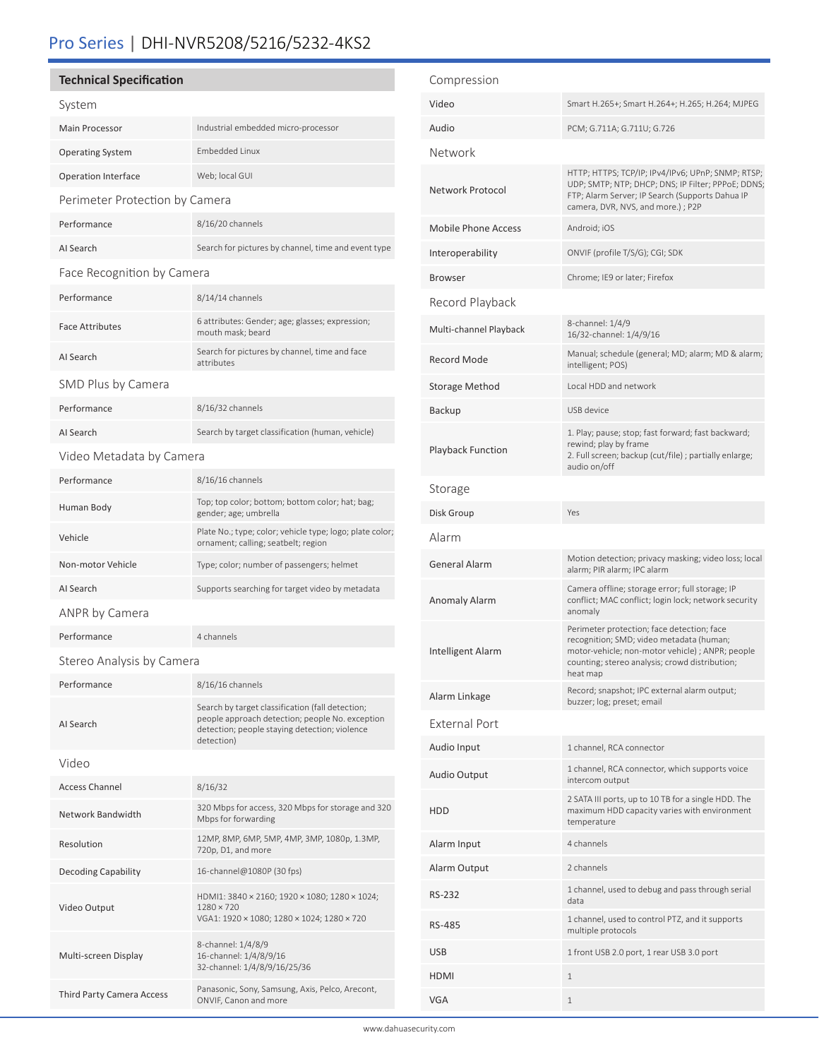## Technical Specification

### System

| | |
|---|---|
| Main Processor | Industrial embedded micro-processor |
| Operating System | Embedded Linux |
| Operation Interface | Web; local GUI |

### Perimeter Protection by Camera

| | |
|---|---|
| Performance | 8/16/20 channels |
| AI Search | Search for pictures by channel, time and event type |

### Face Recognition by Camera

| | |
|---|---|
| Performance | 8/14/14 channels |
| Face Attributes | 6 attributes: Gender; age; glasses; expression; mouth mask; beard |
| AI Search | Search for pictures by channel, time and face attributes |

### SMD Plus by Camera

| | |
|---|---|
| Performance | 8/16/32 channels |
| AI Search | Search by target classification (human, vehicle) |

### Video Metadata by Camera

| | |
|---|---|
| Performance | 8/16/16 channels |
| Human Body | Top; top color; bottom; bottom color; hat; bag; gender; age; umbrella |
| Vehicle | Plate No.; type; color; vehicle type; logo; plate color; ornament; calling; seatbelt; region |
| Non-motor Vehicle | Type; color; number of passengers; helmet |
| AI Search | Supports searching for target video by metadata |

### ANPR by Camera

| | |
|---|---|
| Performance | 4 channels |

### Stereo Analysis by Camera

| | |
|---|---|
| Performance | 8/16/16 channels |
| AI Search | Search by target classification (fall detection; people approach detection; people No. exception detection; people staying detection; violence detection) |

### Video

| | |
|---|---|
| Access Channel | 8/16/32 |
| Network Bandwidth | 320 Mbps for access, 320 Mbps for storage and 320 Mbps for forwarding |
| Resolution | 12MP, 8MP, 6MP, 5MP, 4MP, 3MP, 1080p, 1.3MP, 720p, D1, and more |
| Decoding Capability | 16-channel@1080P (30 fps) |
| Video Output | HDMI1: 3840 × 2160; 1920 × 1080; 1280 × 1024; 1280 × 720<br>VGA1: 1920 × 1080; 1280 × 1024; 1280 × 720 |
| Multi-screen Display | 8-channel: 1/4/8/9<br>16-channel: 1/4/8/9/16<br>32-channel: 1/4/8/9/16/25/36 |
| Third Party Camera Access | Panasonic, Sony, Samsung, Axis, Pelco, Arecont, ONVIF, Canon and more |

### Compression

| | |
|---|---|
| Video | Smart H.265+; Smart H.264+; H.265; H.264; MJPEG |
| Audio | PCM; G.711A; G.711U; G.726 |

### Network

| | |
|---|---|
| Network Protocol | HTTP; HTTPS; TCP/IP; IPv4/IPv6; UPnP; SNMP; RTSP; UDP; SMTP; NTP; DHCP; DNS; IP Filter; PPPoE; DDNS; FTP; Alarm Server; IP Search (Supports Dahua IP camera, DVR, NVS, and more.) ; P2P |
| Mobile Phone Access | Android; iOS |
| Interoperability | ONVIF (profile T/S/G); CGI; SDK |
| Browser | Chrome; IE9 or later; Firefox |

### Record Playback

| | |
|---|---|
| Multi-channel Playback | 8-channel: 1/4/9<br>16/32-channel: 1/4/9/16 |
| Record Mode | Manual; schedule (general; MD; alarm; MD & alarm; intelligent; POS) |
| Storage Method | Local HDD and network |
| Backup | USB device |
| Playback Function | 1. Play; pause; stop; fast forward; fast backward; rewind; play by frame<br>2. Full screen; backup (cut/file) ; partially enlarge; audio on/off |

### Storage

| | |
|---|---|
| Disk Group | Yes |

### Alarm

| | |
|---|---|
| General Alarm | Motion detection; privacy masking; video loss; local alarm; PIR alarm; IPC alarm |
| Anomaly Alarm | Camera offline; storage error; full storage; IP conflict; MAC conflict; login lock; network security anomaly |
| Intelligent Alarm | Perimeter protection; face detection; face recognition; SMD; video metadata (human; motor-vehicle; non-motor vehicle) ; ANPR; people counting; stereo analysis; crowd distribution; heat map |
| Alarm Linkage | Record; snapshot; IPC external alarm output; buzzer; log; preset; email |

### External Port

| | |
|---|---|
| Audio Input | 1 channel, RCA connector |
| Audio Output | 1 channel, RCA connector, which supports voice intercom output |
| HDD | 2 SATA III ports, up to 10 TB for a single HDD. The maximum HDD capacity varies with environment temperature |
| Alarm Input | 4 channels |
| Alarm Output | 2 channels |
| RS-232 | 1 channel, used to debug and pass through serial data |
| RS-485 | 1 channel, used to control PTZ, and it supports multiple protocols |
| USB | 1 front USB 2.0 port, 1 rear USB 3.0 port |
| HDMI | 1 |
| VGA | 1 |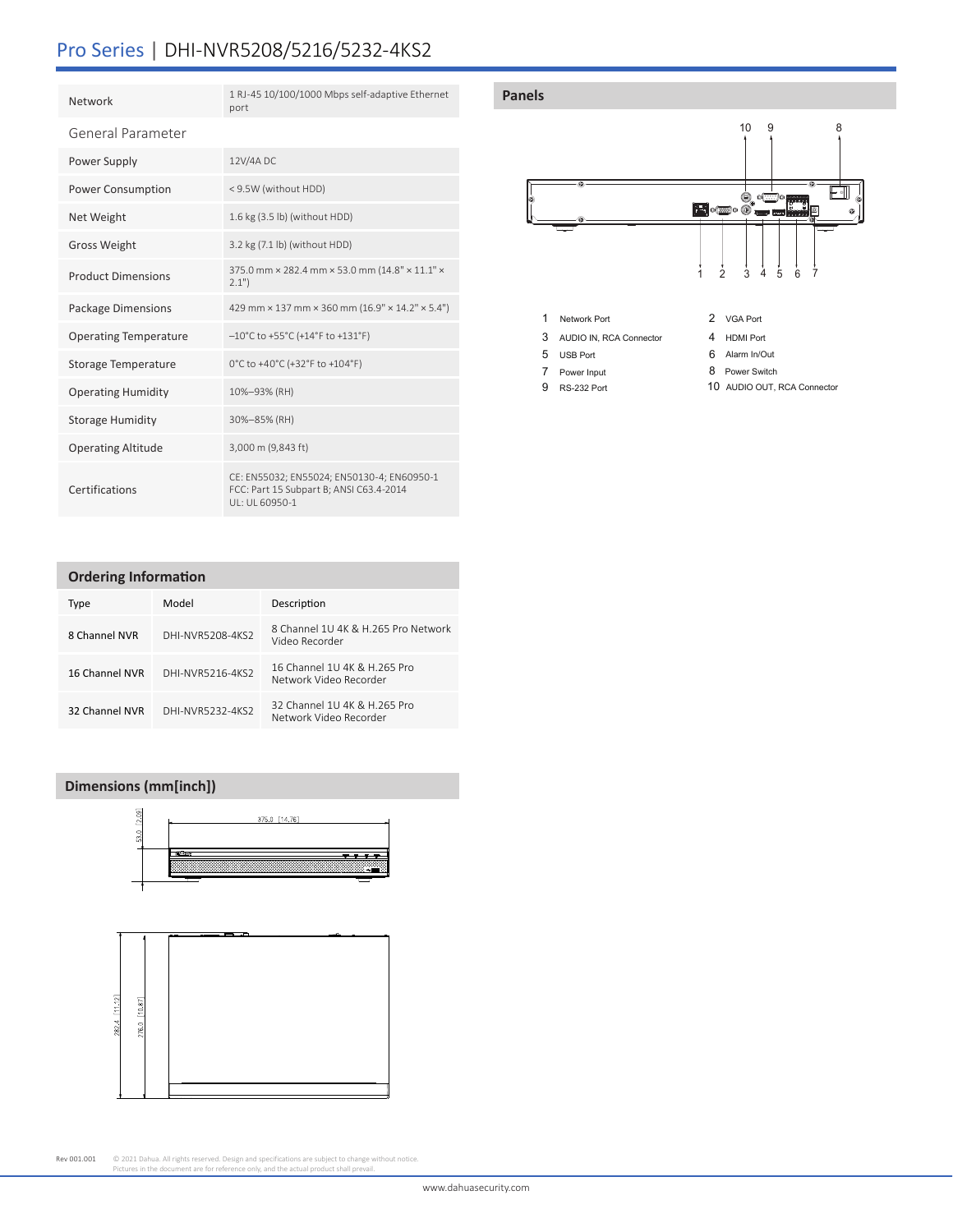| | |
|---|---|
| Network | 1 RJ-45 10/100/1000 Mbps self-adaptive Ethernet port |

### General Parameter

| | |
|---|---|
| Power Supply | 12V/4A DC |
| Power Consumption | < 9.5W (without HDD) |
| Net Weight | 1.6 kg (3.5 lb) (without HDD) |
| Gross Weight | 3.2 kg (7.1 lb) (without HDD) |
| Product Dimensions | 375.0 mm × 282.4 mm × 53.0 mm (14.8" × 11.1" × 2.1") |
| Package Dimensions | 429 mm × 137 mm × 360 mm (16.9" × 14.2" × 5.4") |
| Operating Temperature | –10°C to +55°C (+14°F to +131°F) |
| Storage Temperature | 0°C to +40°C (+32°F to +104°F) |
| Operating Humidity | 10%–93% (RH) |
| Storage Humidity | 30%–85% (RH) |
| Operating Altitude | 3,000 m (9,843 ft) |
| Certifications | CE: EN55032; EN55024; EN50130-4; EN60950-1<br>FCC: Part 15 Subpart B; ANSI C63.4-2014<br>UL: UL 60950-1 |

## Panels

10 9 8

1 2 3 4 5 6 7

| | | | |
|---|---|---|---|
| 1 | Network Port | 2 | VGA Port |
| 3 | AUDIO IN, RCA Connector | 4 | HDMI Port |
| 5 | USB Port | 6 | Alarm In/Out |
| 7 | Power Input | 8 | Power Switch |
| 9 | RS-232 Port | 10 | AUDIO OUT, RCA Connector |

## Ordering Information

| Type | Model | Description |
|---|---|---|
| 8 Channel NVR | DHI-NVR5208-4KS2 | 8 Channel 1U 4K & H.265 Pro Network Video Recorder |
| 16 Channel NVR | DHI-NVR5216-4KS2 | 16 Channel 1U 4K & H.265 Pro Network Video Recorder |
| 32 Channel NVR | DHI-NVR5232-4KS2 | 32 Channel 1U 4K & H.265 Pro Network Video Recorder |

## Dimensions (mm[inch])

375.0 [14.76]

53.0 [2.09]

282.4 [11.12]

276.0 [10.87]

Rev 001.001

© 2021 Dahua. All rights reserved. Design and specifications are subject to change without notice.
Pictures in the document are for reference only, and the actual product shall prevail.